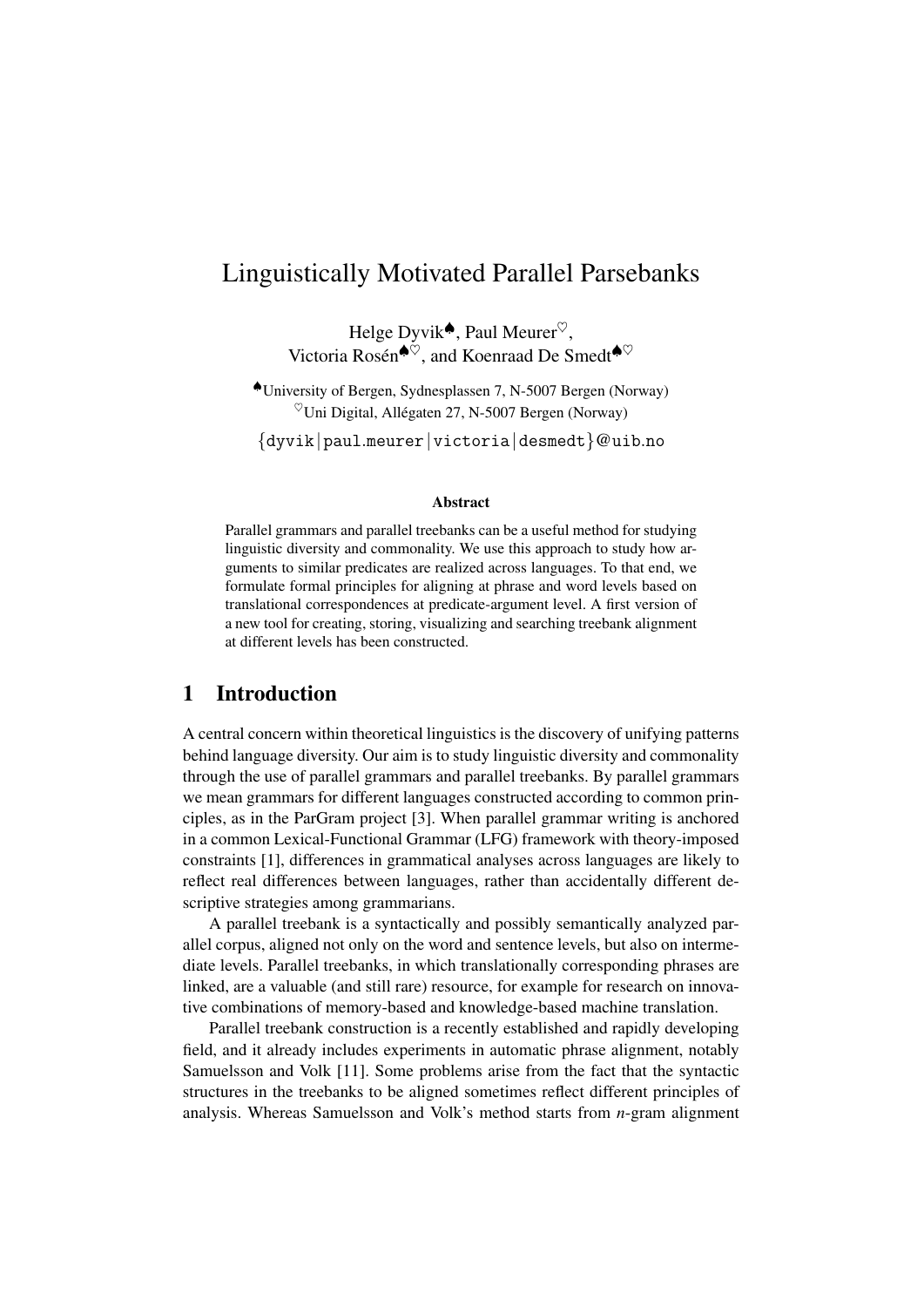# Linguistically Motivated Parallel Parsebanks

Helge Dyvik♠, Paul Meurer♡,
Victoria Rosén♠♡, and Koenraad De Smedt♠♡

♠University of Bergen, Sydnesplassen 7, N-5007 Bergen (Norway)
♡Uni Digital, Allégaten 27, N-5007 Bergen (Norway)

{dyvik|paul.meurer|victoria|desmedt}@uib.no

### Abstract

Parallel grammars and parallel treebanks can be a useful method for studying linguistic diversity and commonality. We use this approach to study how arguments to similar predicates are realized across languages. To that end, we formulate formal principles for aligning at phrase and word levels based on translational correspondences at predicate-argument level. A first version of a new tool for creating, storing, visualizing and searching treebank alignment at different levels has been constructed.

## 1 Introduction

A central concern within theoretical linguistics is the discovery of unifying patterns behind language diversity. Our aim is to study linguistic diversity and commonality through the use of parallel grammars and parallel treebanks. By parallel grammars we mean grammars for different languages constructed according to common principles, as in the ParGram project [3]. When parallel grammar writing is anchored in a common Lexical-Functional Grammar (LFG) framework with theory-imposed constraints [1], differences in grammatical analyses across languages are likely to reflect real differences between languages, rather than accidentally different descriptive strategies among grammarians.

A parallel treebank is a syntactically and possibly semantically analyzed parallel corpus, aligned not only on the word and sentence levels, but also on intermediate levels. Parallel treebanks, in which translationally corresponding phrases are linked, are a valuable (and still rare) resource, for example for research on innovative combinations of memory-based and knowledge-based machine translation.

Parallel treebank construction is a recently established and rapidly developing field, and it already includes experiments in automatic phrase alignment, notably Samuelsson and Volk [11]. Some problems arise from the fact that the syntactic structures in the treebanks to be aligned sometimes reflect different principles of analysis. Whereas Samuelsson and Volk's method starts from *n*-gram alignment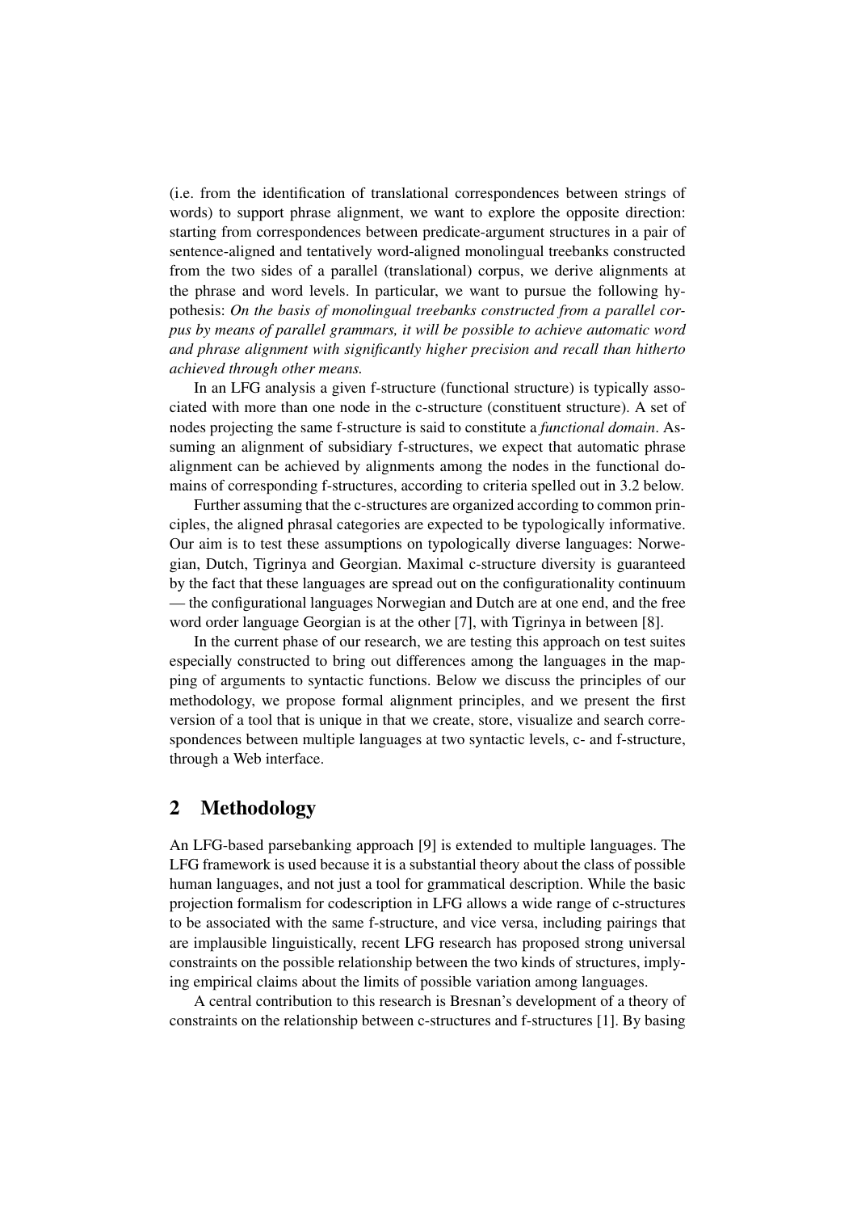(i.e. from the identification of translational correspondences between strings of words) to support phrase alignment, we want to explore the opposite direction: starting from correspondences between predicate-argument structures in a pair of sentence-aligned and tentatively word-aligned monolingual treebanks constructed from the two sides of a parallel (translational) corpus, we derive alignments at the phrase and word levels. In particular, we want to pursue the following hypothesis: *On the basis of monolingual treebanks constructed from a parallel corpus by means of parallel grammars, it will be possible to achieve automatic word and phrase alignment with significantly higher precision and recall than hitherto achieved through other means.*

In an LFG analysis a given f-structure (functional structure) is typically associated with more than one node in the c-structure (constituent structure). A set of nodes projecting the same f-structure is said to constitute a *functional domain*. Assuming an alignment of subsidiary f-structures, we expect that automatic phrase alignment can be achieved by alignments among the nodes in the functional domains of corresponding f-structures, according to criteria spelled out in 3.2 below.

Further assuming that the c-structures are organized according to common principles, the aligned phrasal categories are expected to be typologically informative. Our aim is to test these assumptions on typologically diverse languages: Norwegian, Dutch, Tigrinya and Georgian. Maximal c-structure diversity is guaranteed by the fact that these languages are spread out on the configurationality continuum — the configurational languages Norwegian and Dutch are at one end, and the free word order language Georgian is at the other [7], with Tigrinya in between [8].

In the current phase of our research, we are testing this approach on test suites especially constructed to bring out differences among the languages in the mapping of arguments to syntactic functions. Below we discuss the principles of our methodology, we propose formal alignment principles, and we present the first version of a tool that is unique in that we create, store, visualize and search correspondences between multiple languages at two syntactic levels, c- and f-structure, through a Web interface.

## 2 Methodology

An LFG-based parsebanking approach [9] is extended to multiple languages. The LFG framework is used because it is a substantial theory about the class of possible human languages, and not just a tool for grammatical description. While the basic projection formalism for codescription in LFG allows a wide range of c-structures to be associated with the same f-structure, and vice versa, including pairings that are implausible linguistically, recent LFG research has proposed strong universal constraints on the possible relationship between the two kinds of structures, implying empirical claims about the limits of possible variation among languages.

A central contribution to this research is Bresnan's development of a theory of constraints on the relationship between c-structures and f-structures [1]. By basing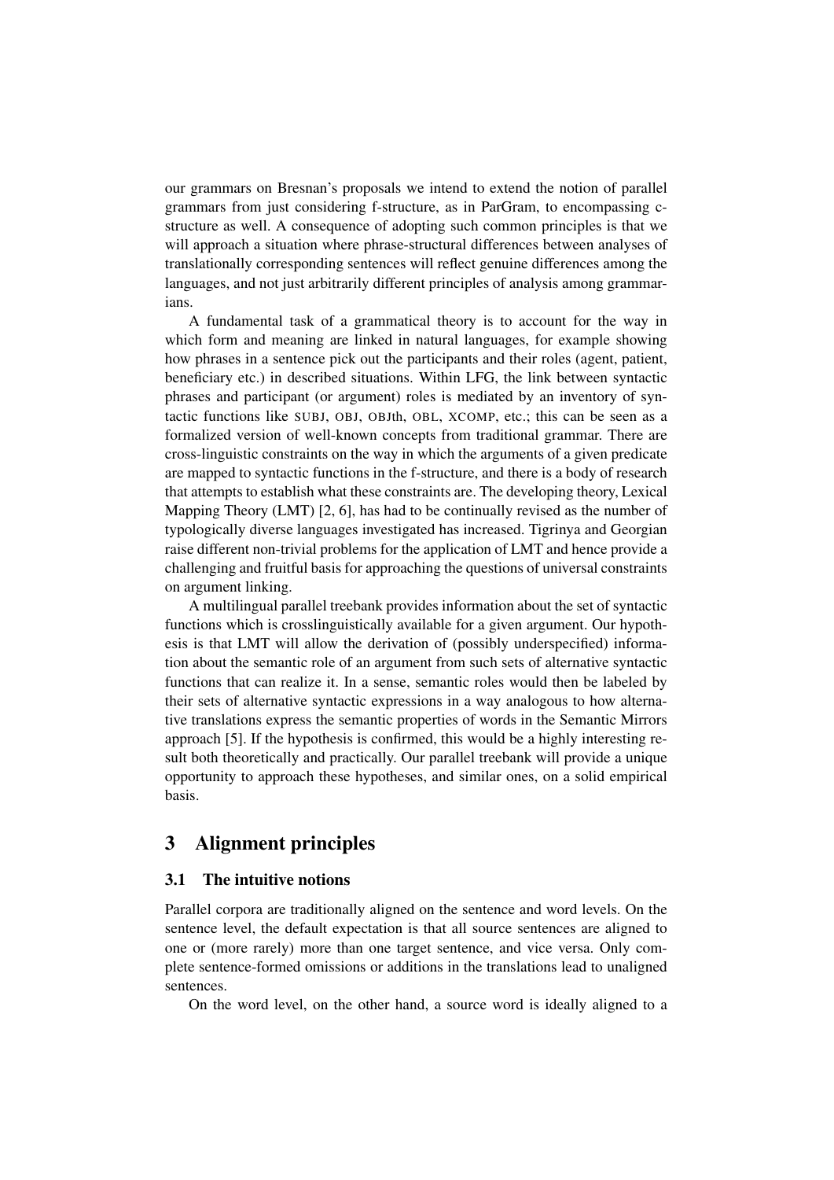our grammars on Bresnan's proposals we intend to extend the notion of parallel grammars from just considering f-structure, as in ParGram, to encompassing c-structure as well. A consequence of adopting such common principles is that we will approach a situation where phrase-structural differences between analyses of translationally corresponding sentences will reflect genuine differences among the languages, and not just arbitrarily different principles of analysis among grammarians.

A fundamental task of a grammatical theory is to account for the way in which form and meaning are linked in natural languages, for example showing how phrases in a sentence pick out the participants and their roles (agent, patient, beneficiary etc.) in described situations. Within LFG, the link between syntactic phrases and participant (or argument) roles is mediated by an inventory of syntactic functions like SUBJ, OBJ, OBJth, OBL, XCOMP, etc.; this can be seen as a formalized version of well-known concepts from traditional grammar. There are cross-linguistic constraints on the way in which the arguments of a given predicate are mapped to syntactic functions in the f-structure, and there is a body of research that attempts to establish what these constraints are. The developing theory, Lexical Mapping Theory (LMT) [2, 6], has had to be continually revised as the number of typologically diverse languages investigated has increased. Tigrinya and Georgian raise different non-trivial problems for the application of LMT and hence provide a challenging and fruitful basis for approaching the questions of universal constraints on argument linking.

A multilingual parallel treebank provides information about the set of syntactic functions which is crosslinguistically available for a given argument. Our hypothesis is that LMT will allow the derivation of (possibly underspecified) information about the semantic role of an argument from such sets of alternative syntactic functions that can realize it. In a sense, semantic roles would then be labeled by their sets of alternative syntactic expressions in a way analogous to how alternative translations express the semantic properties of words in the Semantic Mirrors approach [5]. If the hypothesis is confirmed, this would be a highly interesting result both theoretically and practically. Our parallel treebank will provide a unique opportunity to approach these hypotheses, and similar ones, on a solid empirical basis.

## 3 Alignment principles

### 3.1 The intuitive notions

Parallel corpora are traditionally aligned on the sentence and word levels. On the sentence level, the default expectation is that all source sentences are aligned to one or (more rarely) more than one target sentence, and vice versa. Only complete sentence-formed omissions or additions in the translations lead to unaligned sentences.

On the word level, on the other hand, a source word is ideally aligned to a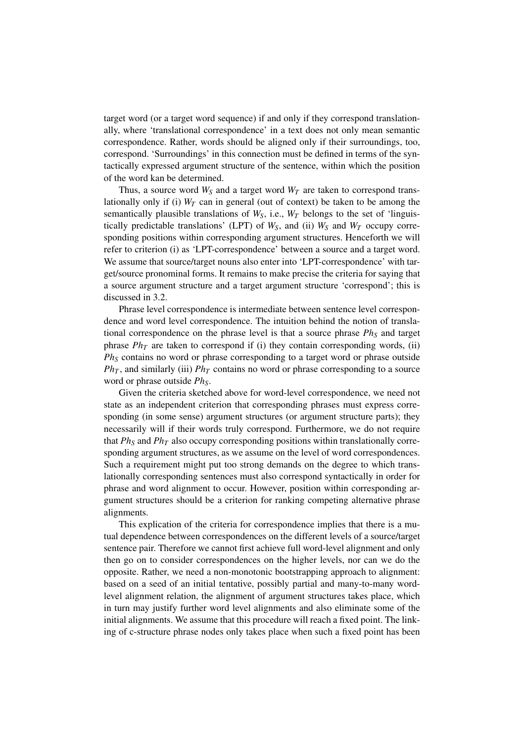target word (or a target word sequence) if and only if they correspond translationally, where 'translational correspondence' in a text does not only mean semantic correspondence. Rather, words should be aligned only if their surroundings, too, correspond. 'Surroundings' in this connection must be defined in terms of the syntactically expressed argument structure of the sentence, within which the position of the word kan be determined.

Thus, a source word $W_S$ and a target word $W_T$ are taken to correspond translationally only if (i) $W_T$ can in general (out of context) be taken to be among the semantically plausible translations of $W_S$, i.e., $W_T$ belongs to the set of 'linguistically predictable translations' (LPT) of $W_S$, and (ii) $W_S$ and $W_T$ occupy corresponding positions within corresponding argument structures. Henceforth we will refer to criterion (i) as 'LPT-correspondence' between a source and a target word. We assume that source/target nouns also enter into 'LPT-correspondence' with target/source pronominal forms. It remains to make precise the criteria for saying that a source argument structure and a target argument structure 'correspond'; this is discussed in 3.2.

Phrase level correspondence is intermediate between sentence level correspondence and word level correspondence. The intuition behind the notion of translational correspondence on the phrase level is that a source phrase $Ph_S$ and target phrase $Ph_T$ are taken to correspond if (i) they contain corresponding words, (ii) $Ph_S$ contains no word or phrase corresponding to a target word or phrase outside $Ph_T$, and similarly (iii) $Ph_T$ contains no word or phrase corresponding to a source word or phrase outside $Ph_S$.

Given the criteria sketched above for word-level correspondence, we need not state as an independent criterion that corresponding phrases must express corresponding (in some sense) argument structures (or argument structure parts); they necessarily will if their words truly correspond. Furthermore, we do not require that $Ph_S$ and $Ph_T$ also occupy corresponding positions within translationally corresponding argument structures, as we assume on the level of word correspondences. Such a requirement might put too strong demands on the degree to which translationally corresponding sentences must also correspond syntactically in order for phrase and word alignment to occur. However, position within corresponding argument structures should be a criterion for ranking competing alternative phrase alignments.

This explication of the criteria for correspondence implies that there is a mutual dependence between correspondences on the different levels of a source/target sentence pair. Therefore we cannot first achieve full word-level alignment and only then go on to consider correspondences on the higher levels, nor can we do the opposite. Rather, we need a non-monotonic bootstrapping approach to alignment: based on a seed of an initial tentative, possibly partial and many-to-many word-level alignment relation, the alignment of argument structures takes place, which in turn may justify further word level alignments and also eliminate some of the initial alignments. We assume that this procedure will reach a fixed point. The linking of c-structure phrase nodes only takes place when such a fixed point has been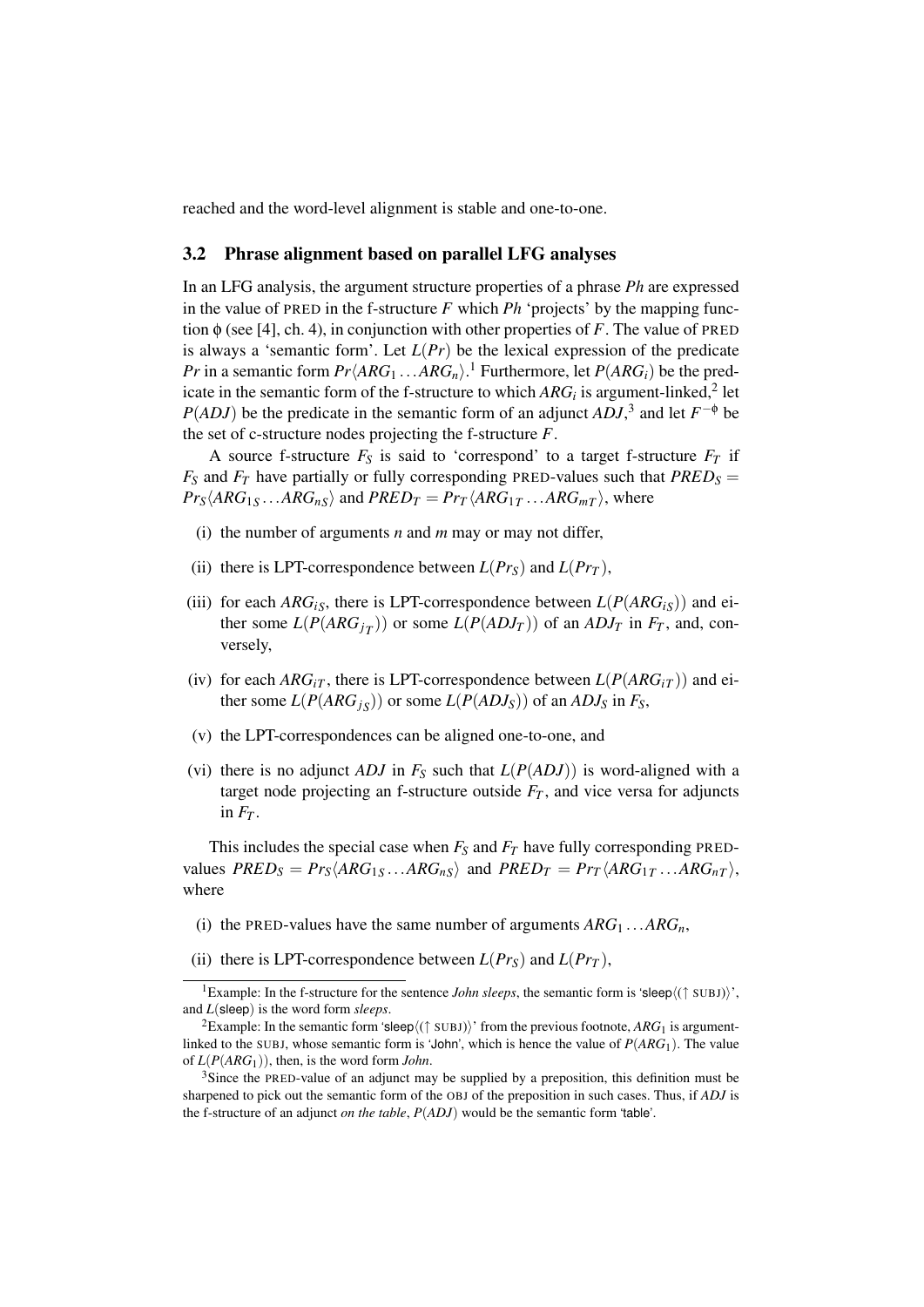reached and the word-level alignment is stable and one-to-one.

### 3.2 Phrase alignment based on parallel LFG analyses

In an LFG analysis, the argument structure properties of a phrase *Ph* are expressed in the value of PRED in the f-structure $F$ which *Ph* 'projects' by the mapping function $\phi$ (see [4], ch. 4), in conjunction with other properties of $F$. The value of PRED is always a 'semantic form'. Let $L(Pr)$ be the lexical expression of the predicate $Pr$ in a semantic form $Pr\langle ARG_1 \dots ARG_n \rangle$.[1] Furthermore, let $P(ARG_i)$ be the predicate in the semantic form of the f-structure to which $ARG_i$ is argument-linked,[2] let $P(ADJ)$ be the predicate in the semantic form of an adjunct $ADJ$,[3] and let $F^{-\phi}$ be the set of c-structure nodes projecting the f-structure $F$.

A source f-structure $F_S$ is said to 'correspond' to a target f-structure $F_T$ if $F_S$ and $F_T$ have partially or fully corresponding PRED-values such that $PRED_S = Pr_S\langle ARG_{1S} \dots ARG_{nS} \rangle$ and $PRED_T = Pr_T\langle ARG_{1T} \dots ARG_{mT} \rangle$, where

- (i) the number of arguments $n$ and $m$ may or may not differ,
- (ii) there is LPT-correspondence between $L(Pr_S)$ and $L(Pr_T)$,
- (iii) for each $ARG_{iS}$, there is LPT-correspondence between $L(P(ARG_{iS}))$ and either some $L(P(ARG_{j_T}))$ or some $L(P(ADJ_T))$ of an $ADJ_T$ in $F_T$, and, conversely,
- (iv) for each $ARG_{iT}$, there is LPT-correspondence between $L(P(ARG_{iT}))$ and either some $L(P(ARG_{j_S}))$ or some $L(P(ADJ_S))$ of an $ADJ_S$ in $F_S$,
- (v) the LPT-correspondences can be aligned one-to-one, and
- (vi) there is no adjunct $ADJ$ in $F_S$ such that $L(P(ADJ))$ is word-aligned with a target node projecting an f-structure outside $F_T$, and vice versa for adjuncts in $F_T$.

This includes the special case when $F_S$ and $F_T$ have fully corresponding PRED-values $PRED_S = Pr_S\langle ARG_{1S} \dots ARG_{nS} \rangle$ and $PRED_T = Pr_T\langle ARG_{1T} \dots ARG_{nT} \rangle$, where

- (i) the PRED-values have the same number of arguments $ARG_1 \dots ARG_n$,
- (ii) there is LPT-correspondence between $L(Pr_S)$ and $L(Pr_T)$,

---

[1] Example: In the f-structure for the sentence *John sleeps*, the semantic form is 'sleep$\langle(\uparrow$ SUBJ$)\rangle$', and $L$(sleep) is the word form *sleeps*.

[2] Example: In the semantic form 'sleep$\langle(\uparrow$ SUBJ$)\rangle$' from the previous footnote, $ARG_1$ is argument-linked to the SUBJ, whose semantic form is 'John', which is hence the value of $P(ARG_1)$. The value of $L(P(ARG_1))$, then, is the word form *John*.

[3] Since the PRED-value of an adjunct may be supplied by a preposition, this definition must be sharpened to pick out the semantic form of the OBJ of the preposition in such cases. Thus, if $ADJ$ is the f-structure of an adjunct *on the table*, $P(ADJ)$ would be the semantic form 'table'.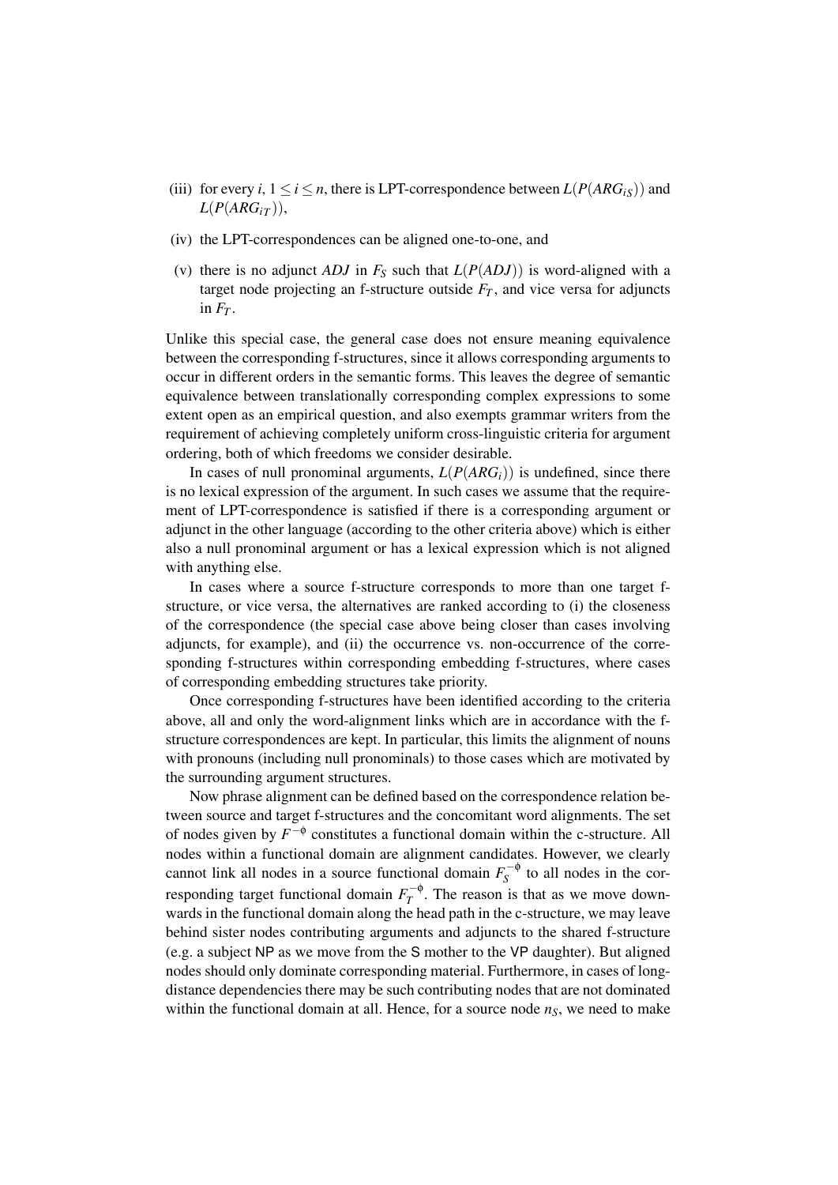(iii) for every $i$, $1 \leq i \leq n$, there is LPT-correspondence between $L(P(ARG_{iS}))$ and $L(P(ARG_{iT}))$,

(iv) the LPT-correspondences can be aligned one-to-one, and

(v) there is no adjunct $ADJ$ in $F_S$ such that $L(P(ADJ))$ is word-aligned with a target node projecting an f-structure outside $F_T$, and vice versa for adjuncts in $F_T$.

Unlike this special case, the general case does not ensure meaning equivalence between the corresponding f-structures, since it allows corresponding arguments to occur in different orders in the semantic forms. This leaves the degree of semantic equivalence between translationally corresponding complex expressions to some extent open as an empirical question, and also exempts grammar writers from the requirement of achieving completely uniform cross-linguistic criteria for argument ordering, both of which freedoms we consider desirable.

In cases of null pronominal arguments, $L(P(ARG_i))$ is undefined, since there is no lexical expression of the argument. In such cases we assume that the requirement of LPT-correspondence is satisfied if there is a corresponding argument or adjunct in the other language (according to the other criteria above) which is either also a null pronominal argument or has a lexical expression which is not aligned with anything else.

In cases where a source f-structure corresponds to more than one target f-structure, or vice versa, the alternatives are ranked according to (i) the closeness of the correspondence (the special case above being closer than cases involving adjuncts, for example), and (ii) the occurrence vs. non-occurrence of the corresponding f-structures within corresponding embedding f-structures, where cases of corresponding embedding structures take priority.

Once corresponding f-structures have been identified according to the criteria above, all and only the word-alignment links which are in accordance with the f-structure correspondences are kept. In particular, this limits the alignment of nouns with pronouns (including null pronominals) to those cases which are motivated by the surrounding argument structures.

Now phrase alignment can be defined based on the correspondence relation between source and target f-structures and the concomitant word alignments. The set of nodes given by $F^{-\phi}$ constitutes a functional domain within the c-structure. All nodes within a functional domain are alignment candidates. However, we clearly cannot link all nodes in a source functional domain $F_S^{-\phi}$ to all nodes in the corresponding target functional domain $F_T^{-\phi}$. The reason is that as we move downwards in the functional domain along the head path in the c-structure, we may leave behind sister nodes contributing arguments and adjuncts to the shared f-structure (e.g. a subject NP as we move from the S mother to the VP daughter). But aligned nodes should only dominate corresponding material. Furthermore, in cases of long-distance dependencies there may be such contributing nodes that are not dominated within the functional domain at all. Hence, for a source node $n_S$, we need to make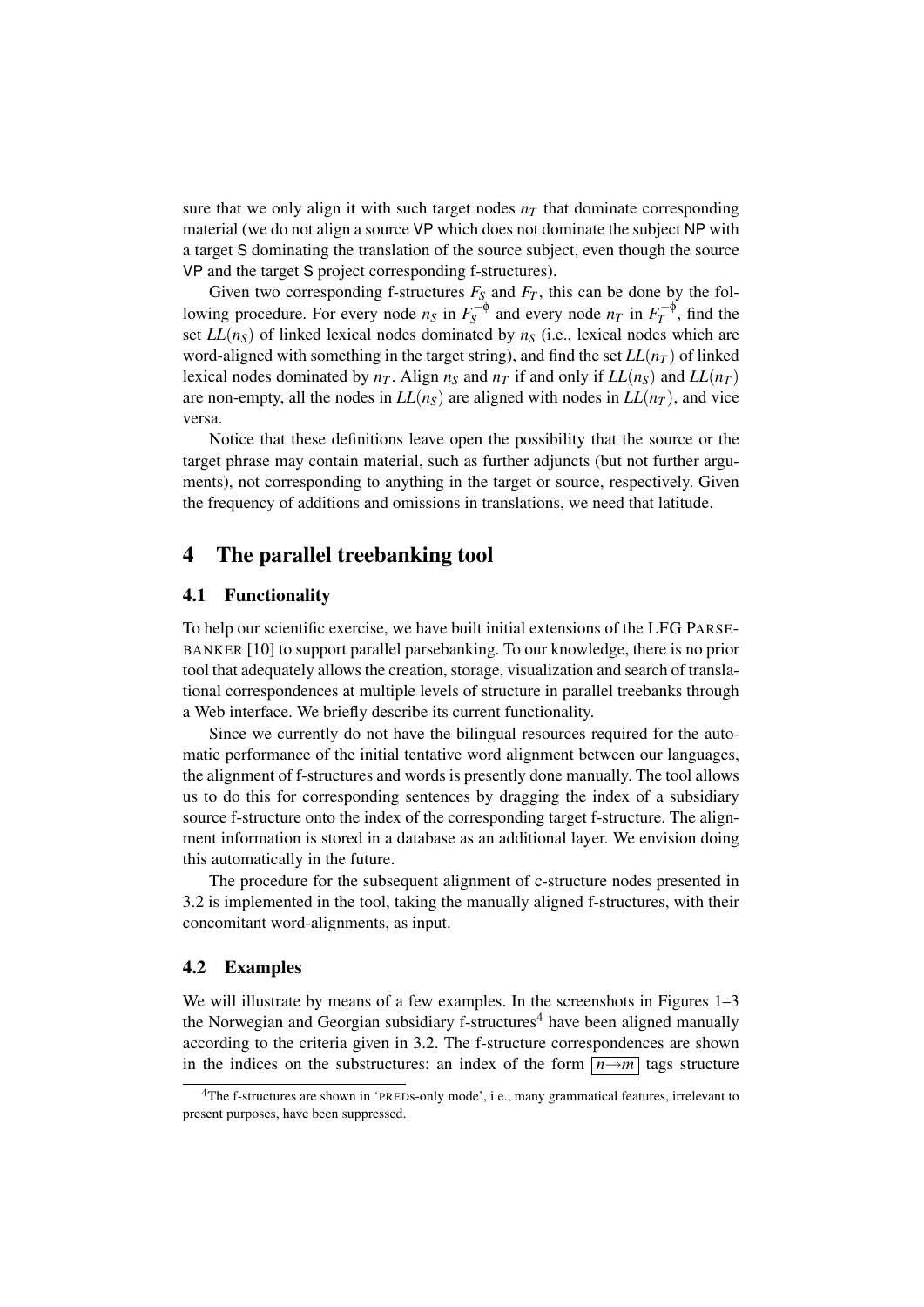sure that we only align it with such target nodes $n_T$ that dominate corresponding material (we do not align a source VP which does not dominate the subject NP with a target S dominating the translation of the source subject, even though the source VP and the target S project corresponding f-structures).

Given two corresponding f-structures $F_S$ and $F_T$, this can be done by the following procedure. For every node $n_S$ in $F_S^{-\phi}$ and every node $n_T$ in $F_T^{-\phi}$, find the set $LL(n_S)$ of linked lexical nodes dominated by $n_S$ (i.e., lexical nodes which are word-aligned with something in the target string), and find the set $LL(n_T)$ of linked lexical nodes dominated by $n_T$. Align $n_S$ and $n_T$ if and only if $LL(n_S)$ and $LL(n_T)$ are non-empty, all the nodes in $LL(n_S)$ are aligned with nodes in $LL(n_T)$, and vice versa.

Notice that these definitions leave open the possibility that the source or the target phrase may contain material, such as further adjuncts (but not further arguments), not corresponding to anything in the target or source, respectively. Given the frequency of additions and omissions in translations, we need that latitude.

# 4 The parallel treebanking tool

## 4.1 Functionality

To help our scientific exercise, we have built initial extensions of the LFG PARSEBANKER [10] to support parallel parsebanking. To our knowledge, there is no prior tool that adequately allows the creation, storage, visualization and search of translational correspondences at multiple levels of structure in parallel treebanks through a Web interface. We briefly describe its current functionality.

Since we currently do not have the bilingual resources required for the automatic performance of the initial tentative word alignment between our languages, the alignment of f-structures and words is presently done manually. The tool allows us to do this for corresponding sentences by dragging the index of a subsidiary source f-structure onto the index of the corresponding target f-structure. The alignment information is stored in a database as an additional layer. We envision doing this automatically in the future.

The procedure for the subsequent alignment of c-structure nodes presented in 3.2 is implemented in the tool, taking the manually aligned f-structures, with their concomitant word-alignments, as input.

## 4.2 Examples

We will illustrate by means of a few examples. In the screenshots in Figures 1–3 the Norwegian and Georgian subsidiary f-structures[4] have been aligned manually according to the criteria given in 3.2. The f-structure correspondences are shown in the indices on the substructures: an index of the form $\boxed{n{\rightarrow}m}$ tags structure

[4]The f-structures are shown in 'PREDs-only mode', i.e., many grammatical features, irrelevant to present purposes, have been suppressed.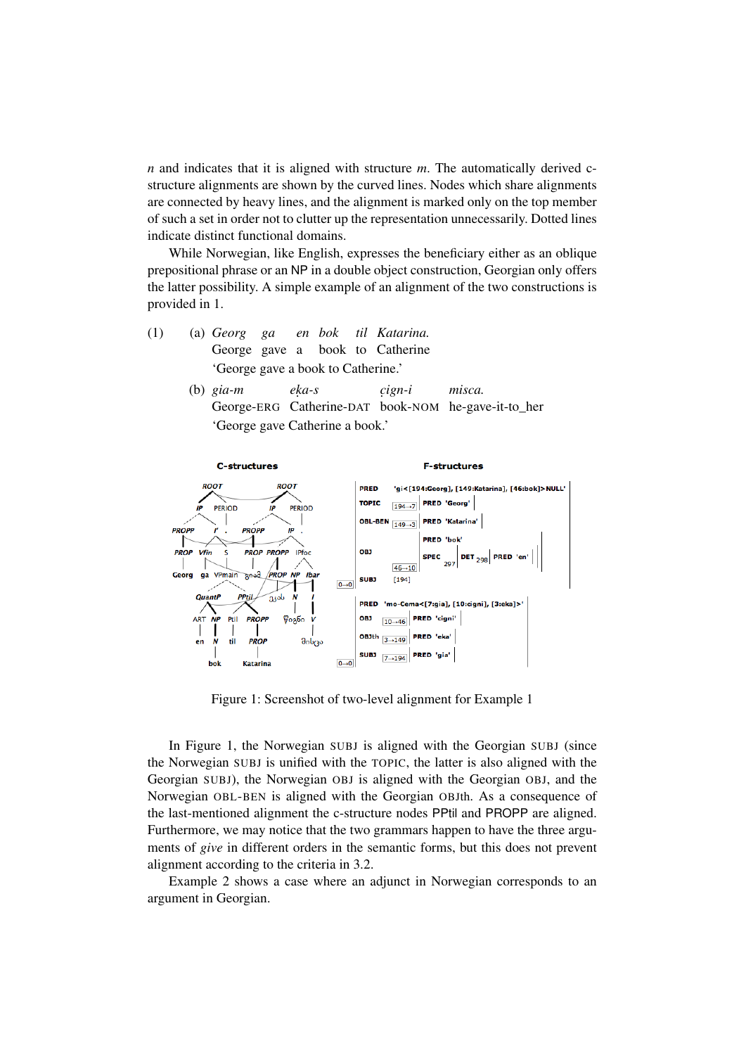*n* and indicates that it is aligned with structure *m*. The automatically derived c-structure alignments are shown by the curved lines. Nodes which share alignments are connected by heavy lines, and the alignment is marked only on the top member of such a set in order not to clutter up the representation unnecessarily. Dotted lines indicate distinct functional domains.

While Norwegian, like English, expresses the beneficiary either as an oblique prepositional phrase or an NP in a double object construction, Georgian only offers the latter possibility. A simple example of an alignment of the two constructions is provided in 1.

(1) (a) *Georg ga en bok til Katarina.*
George gave a book to Catherine
'George gave a book to Catherine.'

(b) *gia-m eḳa-s ċign-i misca.*
George-ERG Catherine-DAT book-NOM he-gave-it-to_her
'George gave Catherine a book.'

Figure 1: Screenshot of two-level alignment for Example 1

In Figure 1, the Norwegian SUBJ is aligned with the Georgian SUBJ (since the Norwegian SUBJ is unified with the TOPIC, the latter is also aligned with the Georgian SUBJ), the Norwegian OBJ is aligned with the Georgian OBJ, and the Norwegian OBL-BEN is aligned with the Georgian OBJth. As a consequence of the last-mentioned alignment the c-structure nodes PPtil and PROPP are aligned. Furthermore, we may notice that the two grammars happen to have the three arguments of *give* in different orders in the semantic forms, but this does not prevent alignment according to the criteria in 3.2.

Example 2 shows a case where an adjunct in Norwegian corresponds to an argument in Georgian.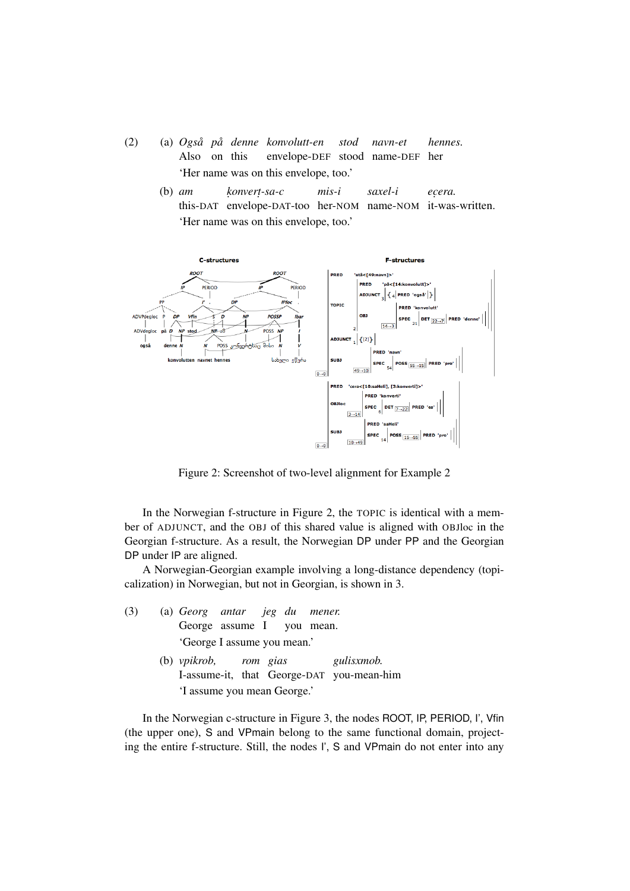(2) (a) *Også på denne konvolutt-en stod navn-et hennes.*
Also on this envelope-DEF stood name-DEF her
'Her name was on this envelope, too.'

(b) *am konvert-sa-c mis-i saxel-i ecera.*
this-DAT envelope-DAT-too her-NOM name-NOM it-was-written.
'Her name was on this envelope, too.'

Figure 2: Screenshot of two-level alignment for Example 2

In the Norwegian f-structure in Figure 2, the TOPIC is identical with a member of ADJUNCT, and the OBJ of this shared value is aligned with OBJloc in the Georgian f-structure. As a result, the Norwegian DP under PP and the Georgian DP under IP are aligned.

A Norwegian-Georgian example involving a long-distance dependency (topicalization) in Norwegian, but not in Georgian, is shown in 3.

(3) (a) *Georg antar jeg du mener.*
George assume I you mean.
'George I assume you mean.'

(b) *vpikrob, rom gias gulisxmob.*
I-assume-it, that George-DAT you-mean-him
'I assume you mean George.'

In the Norwegian c-structure in Figure 3, the nodes ROOT, IP, PERIOD, I', Vfin (the upper one), S and VPmain belong to the same functional domain, projecting the entire f-structure. Still, the nodes I', S and VPmain do not enter into any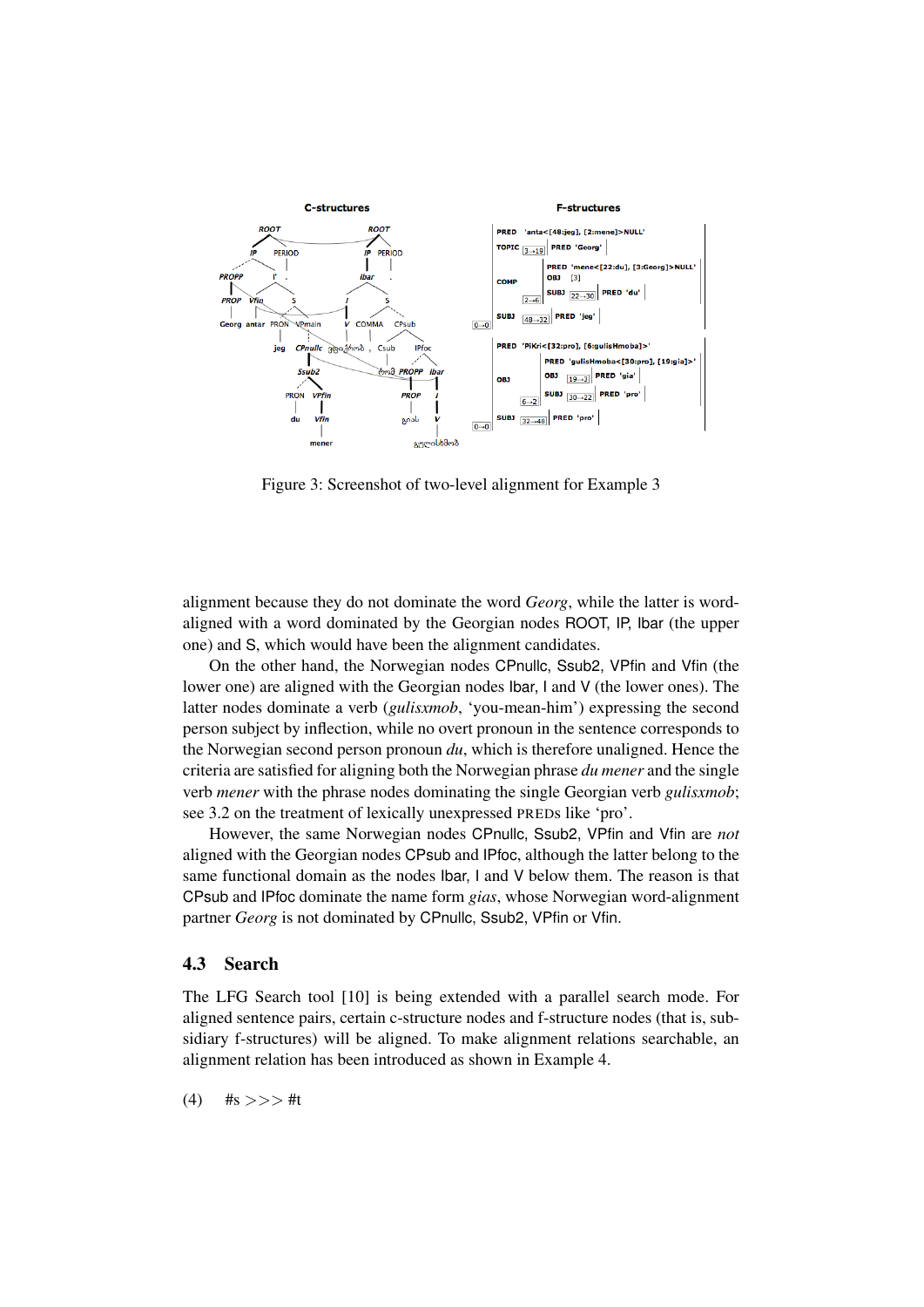Figure 3: Screenshot of two-level alignment for Example 3

alignment because they do not dominate the word *Georg*, while the latter is word-aligned with a word dominated by the Georgian nodes ROOT, IP, Ibar (the upper one) and S, which would have been the alignment candidates.

On the other hand, the Norwegian nodes CPnullc, Ssub2, VPfin and Vfin (the lower one) are aligned with the Georgian nodes Ibar, I and V (the lower ones). The latter nodes dominate a verb (*gulisxmob*, 'you-mean-him') expressing the second person subject by inflection, while no overt pronoun in the sentence corresponds to the Norwegian second person pronoun *du*, which is therefore unaligned. Hence the criteria are satisfied for aligning both the Norwegian phrase *du mener* and the single verb *mener* with the phrase nodes dominating the single Georgian verb *gulisxmob*; see 3.2 on the treatment of lexically unexpressed PREDs like 'pro'.

However, the same Norwegian nodes CPnullc, Ssub2, VPfin and Vfin are *not* aligned with the Georgian nodes CPsub and IPfoc, although the latter belong to the same functional domain as the nodes Ibar, I and V below them. The reason is that CPsub and IPfoc dominate the name form *gias*, whose Norwegian word-alignment partner *Georg* is not dominated by CPnullc, Ssub2, VPfin or Vfin.

### 4.3 Search

The LFG Search tool [10] is being extended with a parallel search mode. For aligned sentence pairs, certain c-structure nodes and f-structure nodes (that is, subsidiary f-structures) will be aligned. To make alignment relations searchable, an alignment relation has been introduced as shown in Example 4.

(4) #s >>> #t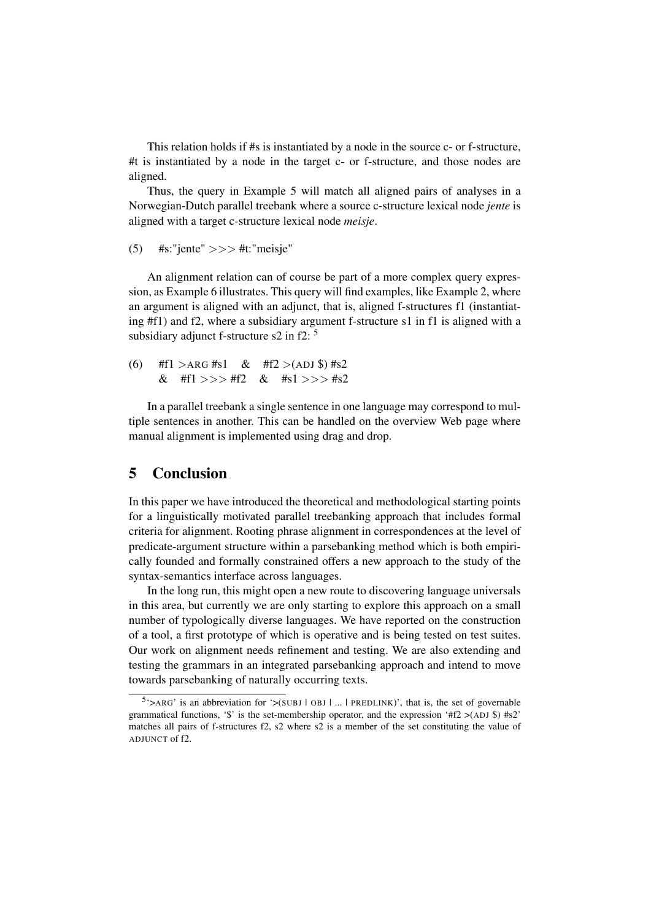This relation holds if #s is instantiated by a node in the source c- or f-structure, #t is instantiated by a node in the target c- or f-structure, and those nodes are aligned.

Thus, the query in Example 5 will match all aligned pairs of analyses in a Norwegian-Dutch parallel treebank where a source c-structure lexical node *jente* is aligned with a target c-structure lexical node *meisje*.

(5) #s:"jente" >>> #t:"meisje"

An alignment relation can of course be part of a more complex query expression, as Example 6 illustrates. This query will find examples, like Example 2, where an argument is aligned with an adjunct, that is, aligned f-structures f1 (instantiating #f1) and f2, where a subsidiary argument f-structure s1 in f1 is aligned with a subsidiary adjunct f-structure s2 in f2: [5]

(6) #f1 >ARG #s1 & #f2 >(ADJ $) #s2
& #f1 >>> #f2 & #s1 >>> #s2

In a parallel treebank a single sentence in one language may correspond to multiple sentences in another. This can be handled on the overview Web page where manual alignment is implemented using drag and drop.

## 5 Conclusion

In this paper we have introduced the theoretical and methodological starting points for a linguistically motivated parallel treebanking approach that includes formal criteria for alignment. Rooting phrase alignment in correspondences at the level of predicate-argument structure within a parsebanking method which is both empirically founded and formally constrained offers a new approach to the study of the syntax-semantics interface across languages.

In the long run, this might open a new route to discovering language universals in this area, but currently we are only starting to explore this approach on a small number of typologically diverse languages. We have reported on the construction of a tool, a first prototype of which is operative and is being tested on test suites. Our work on alignment needs refinement and testing. We are also extending and testing the grammars in an integrated parsebanking approach and intend to move towards parsebanking of naturally occurring texts.

---

[5] '>ARG' is an abbreviation for '>(SUBJ | OBJ | ... | PREDLINK)', that is, the set of governable grammatical functions, '$' is the set-membership operator, and the expression '#f2 >(ADJ $) #s2' matches all pairs of f-structures f2, s2 where s2 is a member of the set constituting the value of ADJUNCT of f2.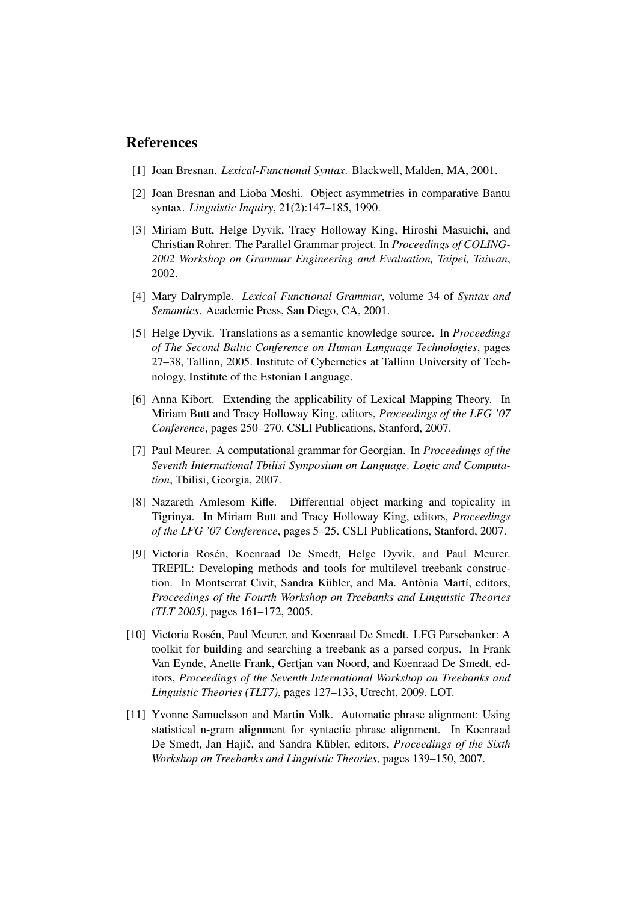## References

[1] Joan Bresnan. *Lexical-Functional Syntax*. Blackwell, Malden, MA, 2001.

[2] Joan Bresnan and Lioba Moshi. Object asymmetries in comparative Bantu syntax. *Linguistic Inquiry*, 21(2):147–185, 1990.

[3] Miriam Butt, Helge Dyvik, Tracy Holloway King, Hiroshi Masuichi, and Christian Rohrer. The Parallel Grammar project. In *Proceedings of COLING-2002 Workshop on Grammar Engineering and Evaluation, Taipei, Taiwan*, 2002.

[4] Mary Dalrymple. *Lexical Functional Grammar*, volume 34 of *Syntax and Semantics*. Academic Press, San Diego, CA, 2001.

[5] Helge Dyvik. Translations as a semantic knowledge source. In *Proceedings of The Second Baltic Conference on Human Language Technologies*, pages 27–38, Tallinn, 2005. Institute of Cybernetics at Tallinn University of Technology, Institute of the Estonian Language.

[6] Anna Kibort. Extending the applicability of Lexical Mapping Theory. In Miriam Butt and Tracy Holloway King, editors, *Proceedings of the LFG '07 Conference*, pages 250–270. CSLI Publications, Stanford, 2007.

[7] Paul Meurer. A computational grammar for Georgian. In *Proceedings of the Seventh International Tbilisi Symposium on Language, Logic and Computation*, Tbilisi, Georgia, 2007.

[8] Nazareth Amlesom Kifle. Differential object marking and topicality in Tigrinya. In Miriam Butt and Tracy Holloway King, editors, *Proceedings of the LFG '07 Conference*, pages 5–25. CSLI Publications, Stanford, 2007.

[9] Victoria Rosén, Koenraad De Smedt, Helge Dyvik, and Paul Meurer. TREPIL: Developing methods and tools for multilevel treebank construction. In Montserrat Civit, Sandra Kübler, and Ma. Antònia Martí, editors, *Proceedings of the Fourth Workshop on Treebanks and Linguistic Theories (TLT 2005)*, pages 161–172, 2005.

[10] Victoria Rosén, Paul Meurer, and Koenraad De Smedt. LFG Parsebanker: A toolkit for building and searching a treebank as a parsed corpus. In Frank Van Eynde, Anette Frank, Gertjan van Noord, and Koenraad De Smedt, editors, *Proceedings of the Seventh International Workshop on Treebanks and Linguistic Theories (TLT7)*, pages 127–133, Utrecht, 2009. LOT.

[11] Yvonne Samuelsson and Martin Volk. Automatic phrase alignment: Using statistical n-gram alignment for syntactic phrase alignment. In Koenraad De Smedt, Jan Hajič, and Sandra Kübler, editors, *Proceedings of the Sixth Workshop on Treebanks and Linguistic Theories*, pages 139–150, 2007.